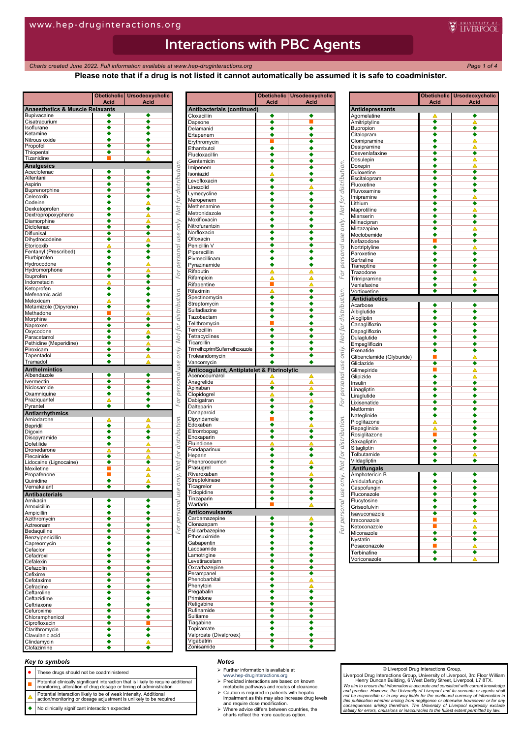# Interactions with PBC Agents

*Charts created June 2022. Full information available at www.hep-druginteractions.org*

**Please note that if a drug is not listed it cannot automatically be assumed it is safe to coadminister.**

| | Obeticholic Acid | Ursodeoxycholic Acid |
|---|---|---|
| **Anaesthetics & Muscle Relaxants** | | |
| Bupivacaine | ◆ | ◆ |
| Cisatracurium | ◆ | ◆ |
| Isoflurane | ◆ | ◆ |
| Ketamine | ◆ | ◆ |
| Nitrous oxide | ◆ | ◆ |
| Propofol | ◆ | ◆ |
| Thiopental | ◆ | ◆ |
| Tizanidine | ■ | △ |
| **Analgesics** | | |
| Aceclofenac | ◆ | ◆ |
| Alfentanil | ◆ | ◆ |
| Aspirin | ◆ | ◆ |
| Buprenorphine | ◆ | ◆ |
| Celecoxib | ◆ | ◆ |
| Codeine | ◆ | △ |
| Dexketoprofen | ◆ | ◆ |
| Dextropropoxyphene | ◆ | △ |
| Diamorphine | ◆ | △ |
| Diclofenac | ◆ | ◆ |
| Diflunisal | ◆ | ◆ |
| Dihydrocodeine | ◆ | △ |
| Etoricoxib | △ | ◆ |
| Fentanyl (Prescribed) | ◆ | ◆ |
| Flurbiprofen | ◆ | ◆ |
| Hydrocodone | ◆ | △ |
| Hydromorphone | ◆ | △ |
| Ibuprofen | ◆ | ◆ |
| Indometacin | △ | ◆ |
| Ketoprofen | ◆ | ◆ |
| Mefenamic acid | ◆ | ◆ |
| Meloxicam | △ | ◆ |
| Metamizole (Dipyrone) | ◆ | ◆ |
| Methadone | ■ | △ |
| Morphine | ◆ | ◆ |
| Naproxen | ◆ | ◆ |
| Oxycodone | ◆ | △ |
| Paracetamol | ◆ | ◆ |
| Pethidine (Meperidine) | ◆ | △ |
| Piroxicam | ◆ | ◆ |
| Tapentadol | ◆ | △ |
| Tramadol | ◆ | △ |
| **Anthelmintics** | | |
| Albendazole | ◆ | ◆ |
| Ivermectin | ◆ | ◆ |
| Niclosamide | ◆ | ◆ |
| Oxamniquine | ◆ | ◆ |
| Praziquantel | △ | ◆ |
| Pyrantel | ◆ | ◆ |
| **Antiarrhythmics** | | |
| Amiodarone | △ | △ |
| Bepridil | ◆ | △ |
| Digoxin | ◆ | ◆ |
| Disopyramide | ◆ | ◆ |
| Dofetilide | ◆ | △ |
| Dronedarone | △ | △ |
| Flecainide | ◆ | △ |
| Lidocaine (Lignocaine) | ◆ | ◆ |
| Mexiletine | ■ | △ |
| Propafenone | ■ | △ |
| Quinidine | ◆ | △ |
| Vernakalant | ◆ | ◆ |
| **Antibacterials** | | |
| Amikacin | ◆ | ◆ |
| Amoxicillin | ◆ | ◆ |
| Ampicillin | ◆ | ◆ |
| Azithromycin | ◆ | ◆ |
| Aztreonam | ◆ | ◆ |
| Bedaquiline | ◆ | ◆ |
| Benzylpenicillin | ◆ | ◆ |
| Capreomycin | ◆ | ◆ |
| Cefaclor | ◆ | ◆ |
| Cefadroxil | ◆ | ◆ |
| Cefalexin | ◆ | ◆ |
| Cefazolin | ◆ | ◆ |
| Cefixime | ◆ | ◆ |
| Cefotaxime | ◆ | ◆ |
| Cefradine | ◆ | ◆ |
| Ceftaroline | ◆ | ◆ |
| Ceftazidime | ◆ | ◆ |
| Ceftriaxone | ◆ | ◆ |
| Cefuroxime | ◆ | ◆ |
| Chloramphenicol | ◆ | ◆ |
| Ciprofloxacin | ◆ | ■ |
| Clarithromycin | ◆ | ◆ |
| Clavulanic acid | ◆ | ◆ |
| Clindamycin | ◆ | △ |
| Clofazimine | ◆ | ◆ |

| | Obeticholic Acid | Ursodeoxycholic Acid |
|---|---|---|
| **Antibacterials (continued)** | | |
| Cloxacillin | ◆ | ◆ |
| Dapsone | ◆ | ■ |
| Delamanid | ◆ | ◆ |
| Ertapenem | ◆ | ◆ |
| Erythromycin | ■ | ◆ |
| Ethambutol | ◆ | ◆ |
| Flucloxacillin | ◆ | ◆ |
| Gentamicin | ◆ | ◆ |
| Imipenem | ◆ | ◆ |
| Isoniazid | △ | ◆ |
| Levofloxacin | ◆ | ◆ |
| Linezolid | ◆ | △ |
| Lymecycline | ◆ | ◆ |
| Meropenem | ◆ | ◆ |
| Methenamine | ◆ | ◆ |
| Metronidazole | ◆ | ◆ |
| Moxifloxacin | ◆ | ◆ |
| Nitrofurantoin | ◆ | ◆ |
| Norfloxacin | ◆ | ◆ |
| Ofloxacin | ◆ | ◆ |
| Penicillin V | ◆ | ◆ |
| Piperacillin | ◆ | ◆ |
| Pivmecillinam | ◆ | ◆ |
| Pyrazinamide | ◆ | ◆ |
| Rifabutin | △ | △ |
| Rifampicin | △ | △ |
| Rifapentine | ■ | △ |
| Rifaximin | △ | ◆ |
| Spectinomycin | ◆ | ◆ |
| Streptomycin | ◆ | ◆ |
| Sulfadiazine | ◆ | ◆ |
| Tazobactam | ◆ | ◆ |
| Telithromycin | ■ | ◆ |
| Temocillin | ◆ | ◆ |
| Tetracyclines | ◆ | ◆ |
| Ticarcillin | ◆ | ◆ |
| Trimethoprim/Sulfamethoxazole | ◆ | ◆ |
| Troleandomycin | ◆ | ◆ |
| Vancomycin | ◆ | ◆ |
| **Anticoagulant, Antiplatelet & Fibrinolytic** | | |
| Acenocoumarol | △ | △ |
| Anagrelide | △ | △ |
| Apixaban | ◆ | △ |
| Clopidogrel | △ | ◆ |
| Dabigatran | ◆ | △ |
| Dalteparin | ◆ | ◆ |
| Danaparoid | ◆ | ◆ |
| Dipyridamole | ■ | ◆ |
| Edoxaban | ◆ | △ |
| Eltrombopag | ◆ | ◆ |
| Enoxaparin | ◆ | ◆ |
| Fluindione | △ | △ |
| Fondaparinux | ◆ | ◆ |
| Heparin | ◆ | ◆ |
| Phenprocoumon | ◆ | △ |
| Prasugrel | ◆ | ◆ |
| Rivaroxaban | ◆ | △ |
| Streptokinase | ◆ | ◆ |
| Ticagrelor | ◆ | ◆ |
| Ticlopidine | ◆ | ◆ |
| Tinzaparin | ◆ | ◆ |
| Warfarin | ■ | △ |
| **Anticonvulsants** | | |
| Carbamazepine | ◆ | △ |
| Clonazepam | ◆ | ◆ |
| Eslicarbazepine | ◆ | ◆ |
| Ethosuximide | ◆ | ◆ |
| Gabapentin | ◆ | ◆ |
| Lacosamide | ◆ | ◆ |
| Lamotrigine | ◆ | ◆ |
| Levetiracetam | ◆ | ◆ |
| Oxcarbazepine | ◆ | ◆ |
| Perampanel | ◆ | ◆ |
| Phenobarbital | ◆ | △ |
| Phenytoin | ◆ | △ |
| Pregabalin | ◆ | ◆ |
| Primidone | ◆ | △ |
| Retigabine | ◆ | ◆ |
| Rufinamide | ◆ | ◆ |
| Sultiame | ◆ | ◆ |
| Tiagabine | ◆ | ◆ |
| Topiramate | ◆ | ◆ |
| Valproate (Divalproex) | ◆ | ◆ |
| Vigabatrin | ◆ | ◆ |
| Zonisamide | ◆ | ◆ |

| | Obeticholic Acid | Ursodeoxycholic Acid |
|---|---|---|
| **Antidepressants** | | |
| Agomelatine | △ | ◆ |
| Amitriptyline | ◆ | △ |
| Bupropion | ◆ | ◆ |
| Citalopram | ◆ | ◆ |
| Clomipramine | ◆ | △ |
| Desipramine | ◆ | △ |
| Desvenlafaxine | ◆ | ◆ |
| Dosulepin | ◆ | △ |
| Doxepin | ◆ | △ |
| Duloxetine | ◆ | ◆ |
| Escitalopram | ◆ | ◆ |
| Fluoxetine | ◆ | ◆ |
| Fluvoxamine | ◆ | ◆ |
| Imipramine | ◆ | △ |
| Lithium | ◆ | ◆ |
| Maprotiline | ◆ | △ |
| Mianserin | ◆ | ◆ |
| Milnacipran | ◆ | ◆ |
| Mirtazapine | ◆ | △ |
| Moclobemide | ◆ | ◆ |
| Nefazodone | ■ | ◆ |
| Nortriptyline | ◆ | △ |
| Paroxetine | ◆ | ◆ |
| Sertraline | ◆ | ◆ |
| Tianeptine | ◆ | ◆ |
| Trazodone | ◆ | ◆ |
| Trimipramine | ◆ | △ |
| Venlafaxine | ◆ | ◆ |
| Vortioxetine | ◆ | ◆ |
| **Antidiabetics** | | |
| Acarbose | ◆ | ◆ |
| Albiglutide | ◆ | ◆ |
| Alogliptin | ◆ | ◆ |
| Canagliflozin | ◆ | ◆ |
| Dapagliflozin | ◆ | ◆ |
| Dulaglutide | ◆ | ◆ |
| Empagliflozin | ◆ | ◆ |
| Exenatide | ◆ | ◆ |
| Glibenclamide (Glyburide) | ■ | △ |
| Gliclazide | ◆ | ◆ |
| Glimepiride | ■ | △ |
| Glipizide | ◆ | △ |
| Insulin | ◆ | ◆ |
| Linagliptin | ◆ | ◆ |
| Liraglutide | ◆ | ◆ |
| Lixisenatide | ◆ | ◆ |
| Metformin | ◆ | ◆ |
| Nateglinide | ◆ | ◆ |
| Pioglitazone | △ | ◆ |
| Repaglinide | △ | ◆ |
| Rosiglitazone | ■ | ◆ |
| Saxagliptin | ◆ | ◆ |
| Sitagliptin | ◆ | ◆ |
| Tolbutamide | ◆ | △ |
| Vildagliptin | ◆ | ◆ |
| **Antifungals** | | |
| Amphotericin B | ◆ | ◆ |
| Anidulafungin | ◆ | ◆ |
| Caspofungin | ◆ | ◆ |
| Fluconazole | ◆ | ◆ |
| Flucytosine | ◆ | ◆ |
| Griseofulvin | ◆ | ◆ |
| Isavuconazole | ◆ | ◆ |
| Itraconazole | ■ | △ |
| Ketoconazole | ■ | △ |
| Miconazole | ◆ | ◆ |
| Nystatin | ◆ | ◆ |
| Posaconazole | ■ | △ |
| Terbinafine | ◆ | ◆ |
| Voriconazole | ◆ | △ |

### Key to symbols

| Symbol | Meaning |
|---|---|
| ● | These drugs should not be coadministered |
| ■ | Potential clinically significant interaction that is likely to require additional monitoring, alteration of drug dosage or timing of administration |
| △ | Potential interaction likely to be of weak intensity. Additional action/monitoring or dosage adjustment is unlikely to be required |
| ◆ | No clinically significant interaction expected |

### Notes

- Further information is available at www.hep-druginteractions.org
- Predicted interactions are based on known metabolic pathways and routes of clearance.
- Caution is required in patients with hepatic impairment as this may also increase drug levels and require dose modification.
- Where advice differs between countries, the charts reflect the more cautious option.

© Liverpool Drug Interactions Group,
Liverpool Drug Interactions Group, University of Liverpool, 3rd Floor William Henry Duncan Building, 6 West Derby Street, Liverpool, L7 8TX.
*We aim to ensure that information is accurate and consistent with current knowledge and practice. However, the University of Liverpool and its servants or agents shall not be responsible or in any way liable for the continued currency of information in this publication whether arising from negligence or otherwise howsoever or for any consequences arising therefrom. The University of Liverpool expressly exclude liability for errors, omissions or inaccuracies to the fullest extent permitted by law.*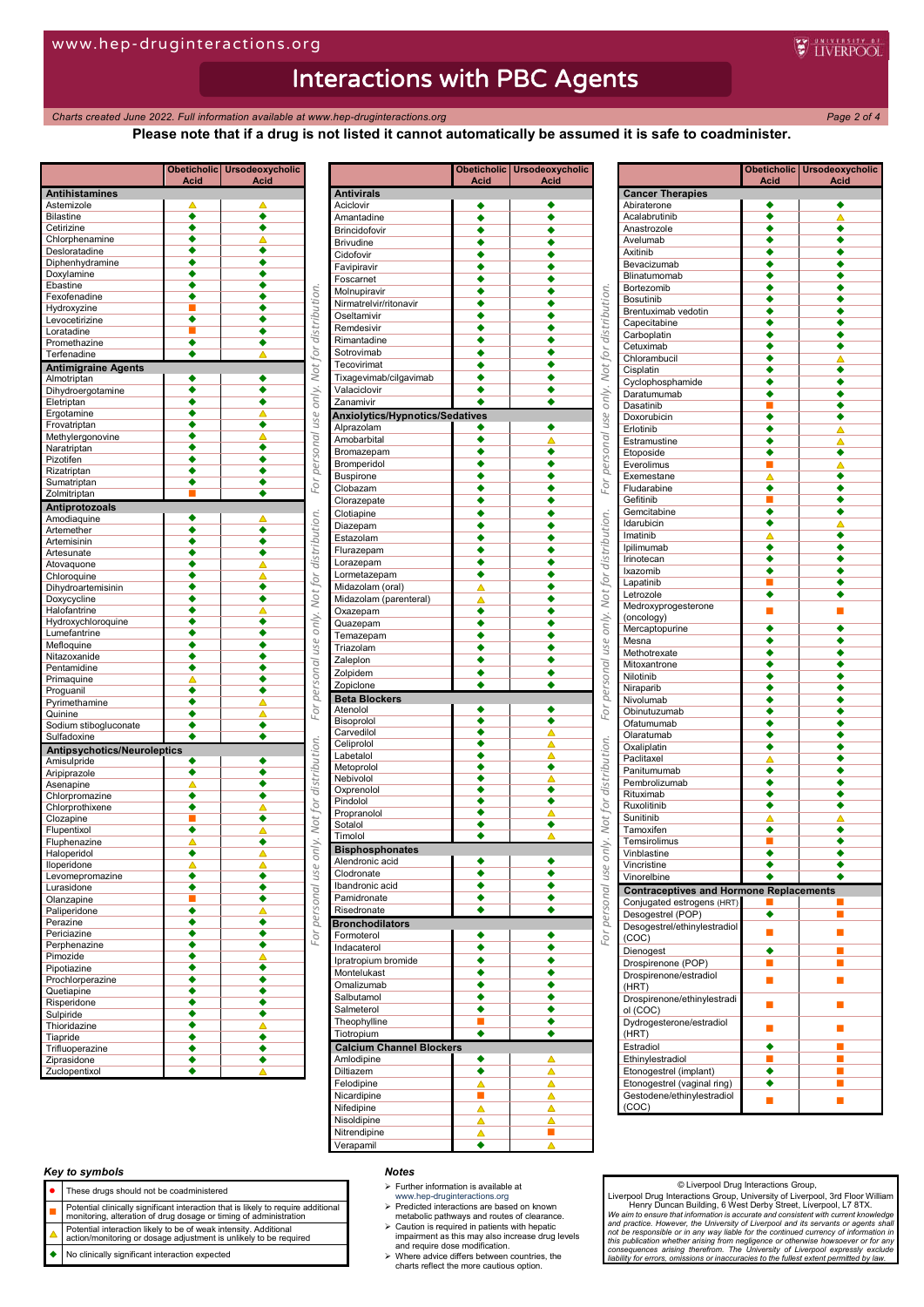# Interactions with PBC Agents

*Charts created June 2022. Full information available at www.hep-druginteractions.org*

**Please note that if a drug is not listed it cannot automatically be assumed it is safe to coadminister.**

| | Obeticholic Acid | Ursodeoxycholic Acid |
|---|---|---|
| **Antihistamines** | | |
| Astemizole | △ | △ |
| Bilastine | ◆ | ◆ |
| Cetirizine | ◆ | ◆ |
| Chlorphenamine | ◆ | △ |
| Desloratadine | ◆ | ◆ |
| Diphenhydramine | ◆ | ◆ |
| Doxylamine | ◆ | ◆ |
| Ebastine | ◆ | ◆ |
| Fexofenadine | ◆ | ◆ |
| Hydroxyzine | ■ | ◆ |
| Levocetirizine | ◆ | ◆ |
| Loratadine | ■ | ◆ |
| Promethazine | ◆ | ◆ |
| Terfenadine | ◆ | △ |
| **Antimigraine Agents** | | |
| Almotriptan | ◆ | ◆ |
| Dihydroergotamine | ◆ | ◆ |
| Eletriptan | ◆ | ◆ |
| Ergotamine | ◆ | △ |
| Frovatriptan | ◆ | ◆ |
| Methylergonovine | ◆ | △ |
| Naratriptan | ◆ | ◆ |
| Pizotifen | ◆ | ◆ |
| Rizatriptan | ◆ | ◆ |
| Sumatriptan | ◆ | ◆ |
| Zolmitriptan | ■ | ◆ |
| **Antiprotozoals** | | |
| Amodiaquine | ◆ | △ |
| Artemether | ◆ | ◆ |
| Artemisinin | ◆ | ◆ |
| Artesunate | ◆ | ◆ |
| Atovaquone | ◆ | △ |
| Chloroquine | ◆ | △ |
| Dihydroartemisinin | ◆ | ◆ |
| Doxycycline | ◆ | ◆ |
| Halofantrine | ◆ | △ |
| Hydroxychloroquine | ◆ | ◆ |
| Lumefantrine | ◆ | ◆ |
| Mefloquine | ◆ | ◆ |
| Nitazoxanide | ◆ | ◆ |
| Pentamidine | ◆ | ◆ |
| Primaquine | △ | ◆ |
| Proguanil | ◆ | ◆ |
| Pyrimethamine | ◆ | △ |
| Quinine | ◆ | △ |
| Sodium stibogluconate | ◆ | ◆ |
| Sulfadoxine | ◆ | ◆ |
| **Antipsychotics/Neuroleptics** | | |
| Amisulpride | ◆ | ◆ |
| Aripiprazole | ◆ | ◆ |
| Asenapine | △ | ◆ |
| Chlorpromazine | ◆ | ◆ |
| Chlorprothixene | ◆ | △ |
| Clozapine | ■ | ◆ |
| Flupentixol | ◆ | △ |
| Fluphenazine | △ | ◆ |
| Haloperidol | ◆ | △ |
| Iloperidone | △ | △ |
| Levomepromazine | ◆ | ◆ |
| Lurasidone | ◆ | ◆ |
| Olanzapine | ■ | ◆ |
| Paliperidone | ◆ | △ |
| Perazine | ◆ | ◆ |
| Periciazine | ◆ | ◆ |
| Perphenazine | ◆ | ◆ |
| Pimozide | ◆ | △ |
| Pipotiazine | ◆ | ◆ |
| Prochlorperazine | ◆ | ◆ |
| Quetiapine | ◆ | ◆ |
| Risperidone | ◆ | ◆ |
| Sulpiride | ◆ | ◆ |
| Thioridazine | ◆ | △ |
| Tiapride | ◆ | ◆ |
| Trifluoperazine | ◆ | ◆ |
| Ziprasidone | ◆ | ◆ |
| Zuclopentixol | ◆ | △ |

| | Obeticholic Acid | Ursodeoxycholic Acid |
|---|---|---|
| **Antivirals** | | |
| Aciclovir | ◆ | ◆ |
| Amantadine | ◆ | ◆ |
| Brincidofovir | ◆ | ◆ |
| Brivudine | ◆ | ◆ |
| Cidofovir | ◆ | ◆ |
| Favipiravir | ◆ | ◆ |
| Foscarnet | ◆ | ◆ |
| Molnupiravir | ◆ | ◆ |
| Nirmatrelvir/ritonavir | ◆ | ◆ |
| Oseltamivir | ◆ | ◆ |
| Remdesivir | ◆ | ◆ |
| Rimantadine | ◆ | ◆ |
| Sotrovimab | ◆ | ◆ |
| Tecovirimat | ◆ | ◆ |
| Tixagevimab/cilgavimab | ◆ | ◆ |
| Valaciclovir | ◆ | ◆ |
| Zanamivir | ◆ | ◆ |
| **Anxiolytics/Hypnotics/Sedatives** | | |
| Alprazolam | ◆ | ◆ |
| Amobarbital | ◆ | △ |
| Bromazepam | ◆ | ◆ |
| Bromperidol | ◆ | ◆ |
| Buspirone | ◆ | ◆ |
| Clobazam | ◆ | ◆ |
| Clorazepate | ◆ | ◆ |
| Clotiapine | ◆ | ◆ |
| Diazepam | ◆ | ◆ |
| Estazolam | ◆ | ◆ |
| Flurazepam | ◆ | ◆ |
| Lorazepam | ◆ | ◆ |
| Lormetazepam | ◆ | ◆ |
| Midazolam (oral) | △ | ◆ |
| Midazolam (parenteral) | △ | ◆ |
| Oxazepam | ◆ | ◆ |
| Quazepam | ◆ | ◆ |
| Temazepam | ◆ | ◆ |
| Triazolam | ◆ | ◆ |
| Zaleplon | ◆ | ◆ |
| Zolpidem | ◆ | ◆ |
| Zopiclone | ◆ | ◆ |
| **Beta Blockers** | | |
| Atenolol | ◆ | ◆ |
| Bisoprolol | ◆ | ◆ |
| Carvedilol | ◆ | △ |
| Celiprolol | ◆ | △ |
| Labetalol | ◆ | △ |
| Metoprolol | ◆ | ◆ |
| Nebivolol | ◆ | △ |
| Oxprenolol | ◆ | ◆ |
| Pindolol | ◆ | ◆ |
| Propranolol | ◆ | △ |
| Sotalol | ◆ | ◆ |
| Timolol | ◆ | △ |
| **Bisphosphonates** | | |
| Alendronic acid | ◆ | ◆ |
| Clodronate | ◆ | ◆ |
| Ibandronic acid | ◆ | ◆ |
| Pamidronate | ◆ | ◆ |
| Risedronate | ◆ | ◆ |
| **Bronchodilators** | | |
| Formoterol | ◆ | ◆ |
| Indacaterol | ◆ | ◆ |
| Ipratropium bromide | ◆ | ◆ |
| Montelukast | ◆ | ◆ |
| Omalizumab | ◆ | ◆ |
| Salbutamol | ◆ | ◆ |
| Salmeterol | ◆ | ◆ |
| Theophylline | ■ | ◆ |
| Tiotropium | ◆ | ◆ |
| **Calcium Channel Blockers** | | |
| Amlodipine | ◆ | △ |
| Diltiazem | ◆ | △ |
| Felodipine | △ | △ |
| Nicardipine | ■ | △ |
| Nifedipine | △ | △ |
| Nisoldipine | △ | △ |
| Nitrendipine | △ | ■ |
| Verapamil | ◆ | △ |

| | Obeticholic Acid | Ursodeoxycholic Acid |
|---|---|---|
| **Cancer Therapies** | | |
| Abiraterone | ◆ | ◆ |
| Acalabrutinib | ◆ | △ |
| Anastrozole | ◆ | ◆ |
| Avelumab | ◆ | ◆ |
| Axitinib | ◆ | ◆ |
| Bevacizumab | ◆ | ◆ |
| Blinatumomab | ◆ | ◆ |
| Bortezomib | ◆ | ◆ |
| Bosutinib | ◆ | ◆ |
| Brentuximab vedotin | ◆ | ◆ |
| Capecitabine | ◆ | ◆ |
| Carboplatin | ◆ | ◆ |
| Cetuximab | ◆ | ◆ |
| Chlorambucil | ◆ | △ |
| Cisplatin | ◆ | ◆ |
| Cyclophosphamide | ◆ | ◆ |
| Daratumumab | ◆ | ◆ |
| Dasatinib | ■ | ◆ |
| Doxorubicin | ◆ | ◆ |
| Erlotinib | ◆ | △ |
| Estramustine | ◆ | △ |
| Etoposide | ◆ | ◆ |
| Everolimus | ■ | △ |
| Exemestane | △ | ◆ |
| Fludarabine | ◆ | ◆ |
| Gefitinib | ■ | ◆ |
| Gemcitabine | ◆ | ◆ |
| Idarubicin | ◆ | △ |
| Imatinib | △ | ◆ |
| Ipilimumab | ◆ | ◆ |
| Irinotecan | ◆ | ◆ |
| Ixazomib | ◆ | ◆ |
| Lapatinib | ■ | ◆ |
| Letrozole | ◆ | ◆ |
| Medroxyprogesterone (oncology) | ■ | ■ |
| Mercaptopurine | ◆ | ◆ |
| Mesna | ◆ | ◆ |
| Methotrexate | ◆ | ◆ |
| Mitoxantrone | ◆ | ◆ |
| Nilotinib | ◆ | ◆ |
| Niraparib | ◆ | ◆ |
| Nivolumab | ◆ | ◆ |
| Obinutuzumab | ◆ | ◆ |
| Ofatumumab | ◆ | ◆ |
| Olaratumab | ◆ | ◆ |
| Oxaliplatin | ◆ | ◆ |
| Paclitaxel | △ | ◆ |
| Panitumumab | ◆ | ◆ |
| Pembrolizumab | ◆ | ◆ |
| Rituximab | ◆ | ◆ |
| Ruxolitinib | ◆ | ◆ |
| Sunitinib | △ | △ |
| Tamoxifen | ◆ | ◆ |
| Temsirolimus | ■ | ◆ |
| Vinblastine | ◆ | ◆ |
| Vincristine | ◆ | ◆ |
| Vinorelbine | ◆ | ◆ |
| **Contraceptives and Hormone Replacements** | | |
| Conjugated estrogens (HRT) | ■ | ■ |
| Desogestrel (POP) | ◆ | ■ |
| Desogestrel/ethinylestradiol (COC) | ■ | ■ |
| Dienogest | ◆ | ■ |
| Drospirenone (POP) | ■ | ■ |
| Drospirenone/estradiol (HRT) | ■ | ■ |
| Drospirenone/ethinylestradiol (COC) | ■ | ■ |
| Dydrogesterone/estradiol (HRT) | ■ | ■ |
| Estradiol | ◆ | ■ |
| Ethinylestradiol | ■ | ■ |
| Etonogestrel (implant) | ◆ | ■ |
| Etonogestrel (vaginal ring) | ◆ | ■ |
| Gestodene/ethinylestradiol (COC) | ■ | ■ |

### Key to symbols

| Symbol | Meaning |
|---|---|
| ● | These drugs should not be coadministered |
| ■ | Potential clinically significant interaction that is likely to require additional monitoring, alteration of drug dosage or timing of administration |
| △ | Potential interaction likely to be of weak intensity. Additional action/monitoring or dosage adjustment is unlikely to be required |
| ◆ | No clinically significant interaction expected |

### Notes

- Further information is available at www.hep-druginteractions.org
- Predicted interactions are based on known metabolic pathways and routes of clearance.
- Caution is required in patients with hepatic impairment as this may also increase drug levels and require dose modification.
- Where advice differs between countries, the charts reflect the more cautious option.

© Liverpool Drug Interactions Group,
Liverpool Drug Interactions Group, University of Liverpool, 3rd Floor William Henry Duncan Building, 6 West Derby Street, Liverpool, L7 8TX.

*We aim to ensure that information is accurate and consistent with current knowledge and practice. However, the University of Liverpool and its servants or agents shall not be responsible or in any way liable for the continued currency of information in this publication whether arising from negligence or otherwise howsoever or for any consequences arising therefrom. The University of Liverpool expressly exclude liability for errors, omissions or inaccuracies to the fullest extent permitted by law.*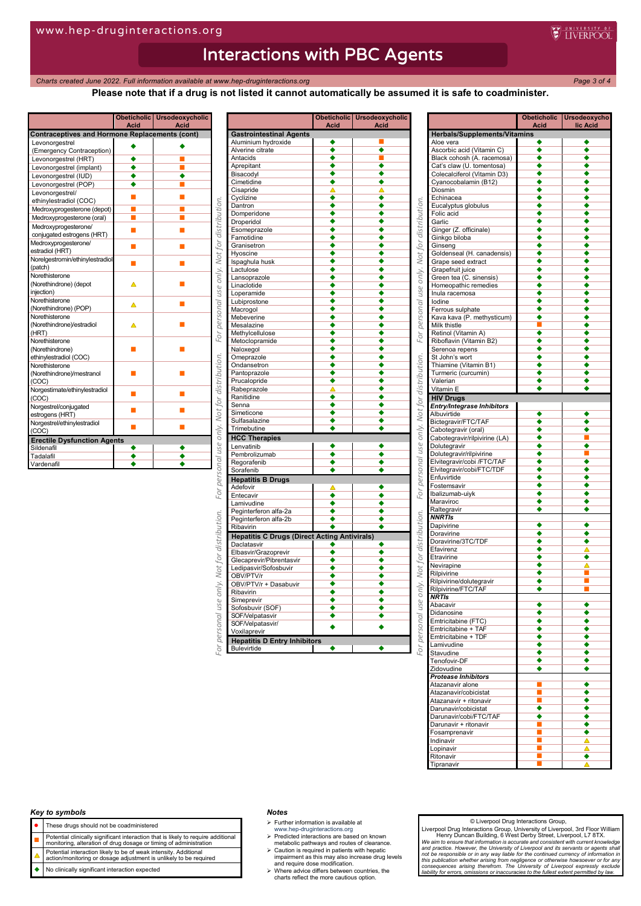# Interactions with PBC Agents

*Charts created June 2022. Full information available at www.hep-druginteractions.org*

**Please note that if a drug is not listed it cannot automatically be assumed it is safe to coadminister.**

| | Obeticholic Acid | Ursodeoxycholic Acid |
|---|---|---|
| **Contraceptives and Hormone Replacements (cont)** | | |
| Levonorgestrel (Emergency Contraception) | ◆ | ◆ |
| Levonorgestrel (HRT) | ◆ | ■ |
| Levonorgestrel (implant) | ◆ | ■ |
| Levonorgestrel (IUD) | ◆ | ◆ |
| Levonorgestrel (POP) | ◆ | ■ |
| Levonorgestrel/ ethinylestradiol (COC) | ■ | ■ |
| Medroxyprogesterone (depot) | ■ | ■ |
| Medroxyprogesterone (oral) | ■ | ■ |
| Medroxyprogesterone/ conjugated estrogens (HRT) | ■ | ■ |
| Medroxyprogesterone/ estradiol (HRT) | ■ | ■ |
| Norelgestromin/ethinylestradiol (patch) | ■ | ■ |
| Norethisterone (Norethindrone) (depot injection) | ▲ | ■ |
| Norethisterone (Norethindrone) (POP) | ▲ | ■ |
| Norethisterone (Norethindrone)/estradiol (HRT) | ▲ | ■ |
| Norethisterone (Norethindrone) ethinylestradiol (COC) | ■ | ■ |
| Norethisterone (Norethindrone)/mestranol (COC) | ■ | ■ |
| Norgestimate/ethinylestradiol (COC) | ■ | ■ |
| Norgestrel/conjugated estrogens (HRT) | ■ | ■ |
| Norgestrel/ethinylestradiol (COC) | ■ | ■ |
| **Erectile Dysfunction Agents** | | |
| Sildenafil | ◆ | ◆ |
| Tadalafil | ◆ | ◆ |
| Vardenafil | ◆ | ◆ |

| | Obeticholic Acid | Ursodeoxycholic Acid |
|---|---|---|
| **Gastrointestinal Agents** | | |
| Aluminium hydroxide | ◆ | ■ |
| Alverine citrate | ◆ | ◆ |
| Antacids | ◆ | ■ |
| Aprepitant | ◆ | ◆ |
| Bisacodyl | ◆ | ◆ |
| Cimetidine | ◆ | ◆ |
| Cisapride | ▲ | ▲ |
| Cyclizine | ◆ | ◆ |
| Dantron | ◆ | ◆ |
| Domperidone | ◆ | ◆ |
| Droperidol | ◆ | ◆ |
| Esomeprazole | ◆ | ◆ |
| Famotidine | ◆ | ◆ |
| Granisetron | ◆ | ◆ |
| Hyoscine | ◆ | ◆ |
| Ispaghula husk | ◆ | ◆ |
| Lactulose | ◆ | ◆ |
| Lansoprazole | ◆ | ◆ |
| Linaclotide | ◆ | ◆ |
| Loperamide | ◆ | ◆ |
| Lubiprostone | ◆ | ◆ |
| Macrogol | ◆ | ◆ |
| Mebeverine | ◆ | ◆ |
| Mesalazine | ◆ | ◆ |
| Methylcellulose | ◆ | ◆ |
| Metoclopramide | ◆ | ◆ |
| Naloxegol | ◆ | ◆ |
| Omeprazole | ◆ | ◆ |
| Ondansetron | ◆ | ◆ |
| Pantoprazole | ◆ | ◆ |
| Prucalopride | ◆ | ◆ |
| Rabeprazole | ▲ | ◆ |
| Ranitidine | ◆ | ◆ |
| Senna | ◆ | ◆ |
| Simeticone | ◆ | ◆ |
| Sulfasalazine | ◆ | ◆ |
| Trimebutine | ◆ | ◆ |
| **HCC Therapies** | | |
| Lenvatinib | ◆ | ◆ |
| Pembrolizumab | ◆ | ◆ |
| Regorafenib | ◆ | ◆ |
| Sorafenib | ◆ | ◆ |
| **Hepatitis B Drugs** | | |
| Adefovir | ▲ | ◆ |
| Entecavir | ◆ | ◆ |
| Lamivudine | ◆ | ◆ |
| Peginterferon alfa-2a | ◆ | ◆ |
| Peginterferon alfa-2b | ◆ | ◆ |
| Ribavirin | ◆ | ◆ |
| **Hepatitis C Drugs (Direct Acting Antivirals)** | | |
| Daclatasvir | ◆ | ◆ |
| Elbasvir/Grazoprevir | ◆ | ◆ |
| Glecaprevir/Pibrentasvir | ◆ | ◆ |
| Ledipasvir/Sofosbuvir | ◆ | ◆ |
| OBV/PTV/r | ◆ | ◆ |
| OBV/PTV/r + Dasabuvir | ◆ | ◆ |
| Ribavirin | ◆ | ◆ |
| Simeprevir | ◆ | ◆ |
| Sofosbuvir (SOF) | ◆ | ◆ |
| SOF/Velpatasvir | ◆ | ◆ |
| SOF/Velpatasvir/ Voxilaprevir | ◆ | ◆ |
| **Hepatitis D Entry Inhibitors** | | |
| Bulevirtide | ◆ | ◆ |

| | Obeticholic Acid | Ursodeoxycholic Acid |
|---|---|---|
| **Herbals/Supplements/Vitamins** | | |
| Aloe vera | ◆ | ◆ |
| Ascorbic acid (Vitamin C) | ◆ | ◆ |
| Black cohosh (A. racemosa) | ◆ | ◆ |
| Cat's claw (U. tomentosa) | ◆ | ◆ |
| Colecalciferol (Vitamin D3) | ◆ | ◆ |
| Cyanocobalamin (B12) | ◆ | ◆ |
| Diosmin | ◆ | ◆ |
| Echinacea | ◆ | ◆ |
| Eucalyptus globulus | ◆ | ◆ |
| Folic acid | ◆ | ◆ |
| Garlic | ◆ | ◆ |
| Ginger (Z. officinale) | ◆ | ◆ |
| Ginkgo biloba | ◆ | ◆ |
| Ginseng | ◆ | ◆ |
| Goldenseal (H. canadensis) | ◆ | ◆ |
| Grape seed extract | ◆ | ◆ |
| Grapefruit juice | ◆ | ◆ |
| Green tea (C. sinensis) | ◆ | ◆ |
| Homeopathic remedies | ◆ | ◆ |
| Inula racemosa | ◆ | ◆ |
| Iodine | ◆ | ◆ |
| Ferrous sulphate | ◆ | ◆ |
| Kava kava (P. methysticum) | ◆ | ◆ |
| Milk thistle | ■ | ◆ |
| Retinol (Vitamin A) | ◆ | ◆ |
| Riboflavin (Vitamin B2) | ◆ | ◆ |
| Serenoa repens | ◆ | ◆ |
| St John's wort | ◆ | ◆ |
| Thiamine (Vitamin B1) | ◆ | ◆ |
| Turmeric (curcumin) | ◆ | ◆ |
| Valerian | ◆ | ◆ |
| Vitamin E | ◆ | ◆ |
| **HIV Drugs** | | |
| ***Entry/Integrase Inhibitors*** | | |
| Albuvirtide | ◆ | ◆ |
| Bictegravir/FTC/TAF | ◆ | ◆ |
| Cabotegravir (oral) | ◆ | ◆ |
| Cabotegravir/rilpivirine (LA) | ◆ | ■ |
| Dolutegravir | ◆ | ◆ |
| Dolutegravir/rilpivirine | ◆ | ■ |
| Elvitegravir/cobi /FTC/TAF | ◆ | ◆ |
| Elvitegravir/cobi/FTC/TDF | ◆ | ◆ |
| Enfuvirtide | ◆ | ◆ |
| Fostemsavir | ◆ | ◆ |
| Ibalizumab-uiyk | ◆ | ◆ |
| Maraviroc | ◆ | ◆ |
| Raltegravir | ◆ | ◆ |
| ***NNRTIs*** | | |
| Dapivirine | ◆ | ◆ |
| Doravirine | ◆ | ◆ |
| Doravirine/3TC/TDF | ◆ | ◆ |
| Efavirenz | ◆ | ▲ |
| Etravirine | ◆ | ◆ |
| Nevirapine | ◆ | ▲ |
| Rilpivirine | ◆ | ■ |
| Rilpivirine/dolutegravir | ◆ | ■ |
| Rilpivirine/FTC/TAF | ◆ | ■ |
| ***NRTIs*** | | |
| Abacavir | ◆ | ◆ |
| Didanosine | ◆ | ◆ |
| Emtricitabine (FTC) | ◆ | ◆ |
| Emtricitabine + TAF | ◆ | ◆ |
| Emtricitabine + TDF | ◆ | ◆ |
| Lamivudine | ◆ | ◆ |
| Stavudine | ◆ | ◆ |
| Tenofovir-DF | ◆ | ◆ |
| Zidovudine | ◆ | ◆ |
| ***Protease Inhibitors*** | | |
| Atazanavir alone | ■ | ◆ |
| Atazanavir/cobicistat | ■ | ◆ |
| Atazanavir + ritonavir | ■ | ◆ |
| Darunavir/cobicistat | ◆ | ◆ |
| Darunavir/cobi/FTC/TAF | ◆ | ◆ |
| Darunavir + ritonavir | ■ | ◆ |
| Fosamprenavir | ■ | ◆ |
| Indinavir | ■ | ▲ |
| Lopinavir | ■ | ▲ |
| Ritonavir | ■ | ◆ |
| Tipranavir | ■ | ▲ |

### Key to symbols

| Symbol | Meaning |
|---|---|
| ● | These drugs should not be coadministered |
| ■ | Potential clinically significant interaction that is likely to require additional monitoring, alteration of drug dosage or timing of administration |
| ▲ | Potential interaction likely to be of weak intensity. Additional action/monitoring or dosage adjustment is unlikely to be required |
| ◆ | No clinically significant interaction expected |

### Notes

- Further information is available at www.hep-druginteractions.org
- Predicted interactions are based on known metabolic pathways and routes of clearance.
- Caution is required in patients with hepatic impairment as this may also increase drug levels and require dose modification.
- Where advice differs between countries, the charts reflect the more cautious option.

© Liverpool Drug Interactions Group,
Liverpool Drug Interactions Group, University of Liverpool, 3rd Floor William Henry Duncan Building, 6 West Derby Street, Liverpool, L7 8TX.

*We aim to ensure that information is accurate and consistent with current knowledge and practice. However, the University of Liverpool and its servants or agents shall not be responsible or in any way liable for the continued currency of information in this publication whether arising from negligence or otherwise howsoever or for any consequences arising therefrom. The University of Liverpool expressly exclude liability for errors, omissions or inaccuracies to the fullest extent permitted by law.*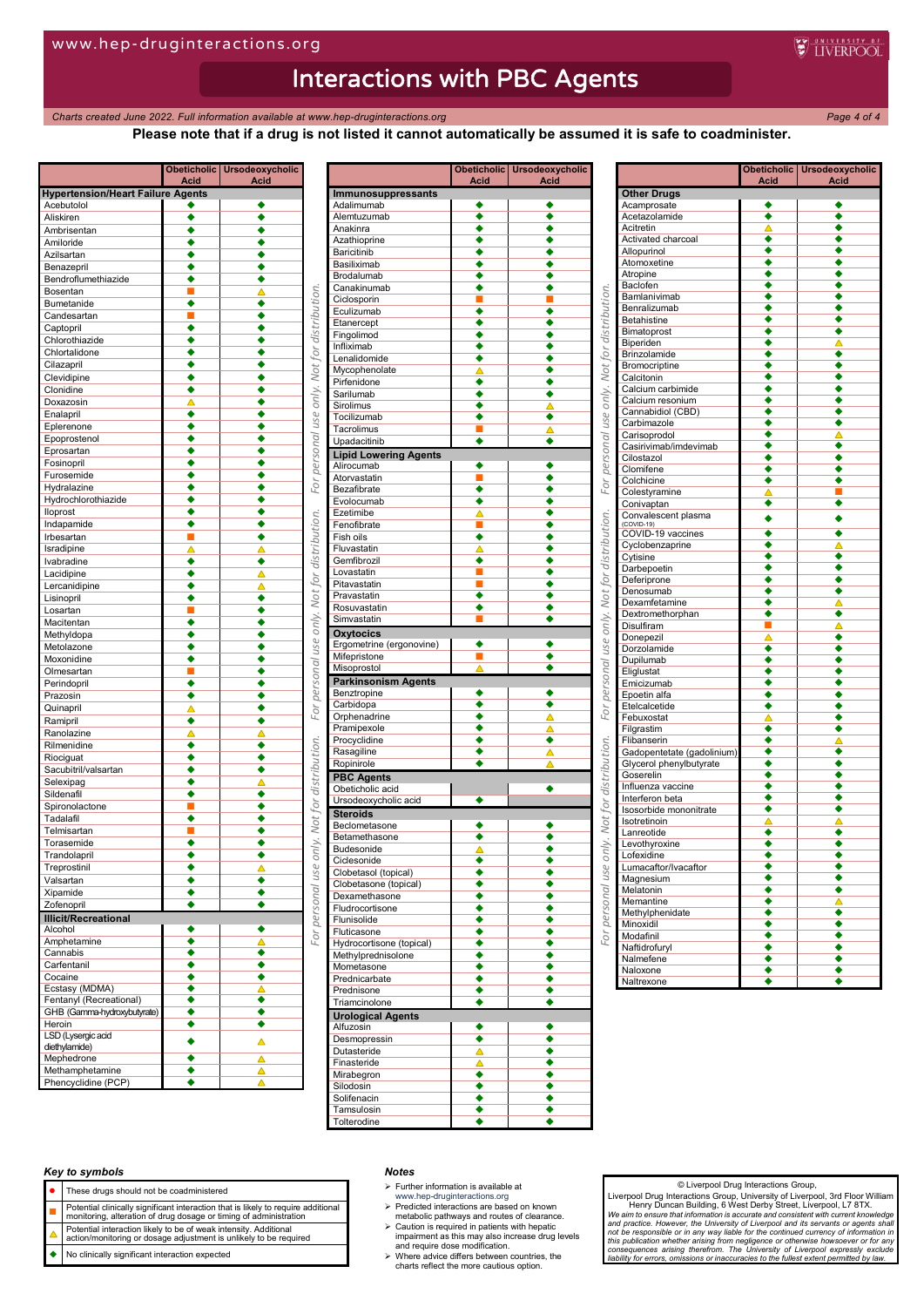# Interactions with PBC Agents

*Charts created June 2022. Full information available at www.hep-druginteractions.org*

**Please note that if a drug is not listed it cannot automatically be assumed it is safe to coadminister.**

| | Obeticholic Acid | Ursodeoxycholic Acid |
|---|---|---|
| **Hypertension/Heart Failure Agents** | | |
| Acebutolol | ◆ | ◆ |
| Aliskiren | ◆ | ◆ |
| Ambrisentan | ◆ | ◆ |
| Amiloride | ◆ | ◆ |
| Azilsartan | ◆ | ◆ |
| Benazepril | ◆ | ◆ |
| Bendroflumethiazide | ◆ | ◆ |
| Bosentan | ■ | △ |
| Bumetanide | ◆ | ◆ |
| Candesartan | ■ | ◆ |
| Captopril | ◆ | ◆ |
| Chlorothiazide | ◆ | ◆ |
| Chlortalidone | ◆ | ◆ |
| Cilazapril | ◆ | ◆ |
| Clevidipine | ◆ | ◆ |
| Clonidine | ◆ | ◆ |
| Doxazosin | △ | ◆ |
| Enalapril | ◆ | ◆ |
| Eplerenone | ◆ | ◆ |
| Epoprostenol | ◆ | ◆ |
| Eprosartan | ◆ | ◆ |
| Fosinopril | ◆ | ◆ |
| Furosemide | ◆ | ◆ |
| Hydralazine | ◆ | ◆ |
| Hydrochlorothiazide | ◆ | ◆ |
| Iloprost | ◆ | ◆ |
| Indapamide | ◆ | ◆ |
| Irbesartan | ■ | ◆ |
| Isradipine | △ | △ |
| Ivabradine | ◆ | ◆ |
| Lacidipine | ◆ | △ |
| Lercanidipine | ◆ | △ |
| Lisinopril | ◆ | ◆ |
| Losartan | ■ | ◆ |
| Macitentan | ◆ | ◆ |
| Methyldopa | ◆ | ◆ |
| Metolazone | ◆ | ◆ |
| Moxonidine | ◆ | ◆ |
| Olmesartan | ■ | ◆ |
| Perindopril | ◆ | ◆ |
| Prazosin | ◆ | ◆ |
| Quinapril | △ | ◆ |
| Ramipril | ◆ | ◆ |
| Ranolazine | △ | △ |
| Rilmenidine | ◆ | ◆ |
| Riociguat | ◆ | ◆ |
| Sacubitril/valsartan | ◆ | ◆ |
| Selexipag | ◆ | △ |
| Sildenafil | ◆ | ◆ |
| Spironolactone | ■ | ◆ |
| Tadalafil | ◆ | ◆ |
| Telmisartan | ■ | ◆ |
| Torasemide | ◆ | ◆ |
| Trandolapril | ◆ | ◆ |
| Treprostinil | ◆ | △ |
| Valsartan | ◆ | ◆ |
| Xipamide | ◆ | ◆ |
| Zofenopril | ◆ | ◆ |
| **Illicit/Recreational** | | |
| Alcohol | ◆ | ◆ |
| Amphetamine | ◆ | △ |
| Cannabis | ◆ | ◆ |
| Carfentanil | ◆ | ◆ |
| Cocaine | ◆ | ◆ |
| Ecstasy (MDMA) | ◆ | △ |
| Fentanyl (Recreational) | ◆ | ◆ |
| GHB (Gamma-hydroxybutyrate) | ◆ | ◆ |
| Heroin | ◆ | ◆ |
| LSD (Lysergic acid diethylamide) | ◆ | △ |
| Mephedrone | ◆ | △ |
| Methamphetamine | ◆ | △ |
| Phencyclidine (PCP) | ◆ | △ |

| | Obeticholic Acid | Ursodeoxycholic Acid |
|---|---|---|
| **Immunosuppressants** | | |
| Adalimumab | ◆ | ◆ |
| Alemtuzumab | ◆ | ◆ |
| Anakinra | ◆ | ◆ |
| Azathioprine | ◆ | ◆ |
| Baricitinib | ◆ | ◆ |
| Basiliximab | ◆ | ◆ |
| Brodalumab | ◆ | ◆ |
| Canakinumab | ◆ | ◆ |
| Ciclosporin | ■ | ■ |
| Eculizumab | ◆ | ◆ |
| Etanercept | ◆ | ◆ |
| Fingolimod | ◆ | ◆ |
| Infliximab | ◆ | ◆ |
| Lenalidomide | ◆ | ◆ |
| Mycophenolate | △ | ◆ |
| Pirfenidone | ◆ | ◆ |
| Sarilumab | ◆ | ◆ |
| Sirolimus | ◆ | △ |
| Tocilizumab | ◆ | ◆ |
| Tacrolimus | ■ | △ |
| Upadacitinib | ◆ | ◆ |
| **Lipid Lowering Agents** | | |
| Alirocumab | ◆ | ◆ |
| Atorvastatin | ■ | ◆ |
| Bezafibrate | ◆ | ◆ |
| Evolocumab | ◆ | ◆ |
| Ezetimibe | △ | ◆ |
| Fenofibrate | ■ | ◆ |
| Fish oils | ◆ | ◆ |
| Fluvastatin | △ | ◆ |
| Gemfibrozil | ◆ | ◆ |
| Lovastatin | ■ | ◆ |
| Pitavastatin | ■ | ◆ |
| Pravastatin | ◆ | ◆ |
| Rosuvastatin | ◆ | ◆ |
| Simvastatin | ■ | ◆ |
| **Oxytocics** | | |
| Ergometrine (ergonovine) | ◆ | ◆ |
| Mifepristone | ■ | ◆ |
| Misoprostol | △ | ◆ |
| **Parkinsonism Agents** | | |
| Benztropine | ◆ | ◆ |
| Carbidopa | ◆ | ◆ |
| Orphenadrine | ◆ | △ |
| Pramipexole | ◆ | △ |
| Procyclidine | ◆ | ◆ |
| Rasagiline | ◆ | △ |
| Ropinirole | ◆ | △ |
| **PBC Agents** | | |
| Obeticholic acid | | ◆ |
| Ursodeoxycholic acid | ◆ | |
| **Steroids** | | |
| Beclometasone | ◆ | ◆ |
| Betamethasone | ◆ | ◆ |
| Budesonide | △ | ◆ |
| Ciclesonide | ◆ | ◆ |
| Clobetasol (topical) | ◆ | ◆ |
| Clobetasone (topical) | ◆ | ◆ |
| Dexamethasone | ◆ | ◆ |
| Fludrocortisone | ◆ | ◆ |
| Flunisolide | ◆ | ◆ |
| Fluticasone | ◆ | ◆ |
| Hydrocortisone (topical) | ◆ | ◆ |
| Methylprednisolone | ◆ | ◆ |
| Mometasone | ◆ | ◆ |
| Prednicarbate | ◆ | ◆ |
| Prednisone | ◆ | ◆ |
| Triamcinolone | ◆ | ◆ |
| **Urological Agents** | | |
| Alfuzosin | ◆ | ◆ |
| Desmopressin | ◆ | ◆ |
| Dutasteride | △ | ◆ |
| Finasteride | △ | ◆ |
| Mirabegron | ◆ | ◆ |
| Silodosin | ◆ | ◆ |
| Solifenacin | ◆ | ◆ |
| Tamsulosin | ◆ | ◆ |
| Tolterodine | ◆ | ◆ |

| | Obeticholic Acid | Ursodeoxycholic Acid |
|---|---|---|
| **Other Drugs** | | |
| Acamprosate | ◆ | ◆ |
| Acetazolamide | ◆ | ◆ |
| Acitretin | △ | ◆ |
| Activated charcoal | ◆ | ◆ |
| Allopurinol | ◆ | ◆ |
| Atomoxetine | ◆ | ◆ |
| Atropine | ◆ | ◆ |
| Baclofen | ◆ | ◆ |
| Bamlanivimab | ◆ | ◆ |
| Benralizumab | ◆ | ◆ |
| Betahistine | ◆ | ◆ |
| Bimatoprost | ◆ | ◆ |
| Biperiden | ◆ | △ |
| Brinzolamide | ◆ | ◆ |
| Bromocriptine | ◆ | ◆ |
| Calcitonin | ◆ | ◆ |
| Calcium carbimide | ◆ | ◆ |
| Calcium resonium | ◆ | ◆ |
| Cannabidiol (CBD) | ◆ | ◆ |
| Carbimazole | ◆ | ◆ |
| Carisoprodol | ◆ | △ |
| Casirivimab/imdevimab | ◆ | ◆ |
| Cilostazol | ◆ | ◆ |
| Clomifene | ◆ | ◆ |
| Colchicine | ◆ | ◆ |
| Colestyramine | △ | ■ |
| Conivaptan | ◆ | ◆ |
| Convalescent plasma (COVID-19) | ◆ | ◆ |
| COVID-19 vaccines | ◆ | ◆ |
| Cyclobenzaprine | ◆ | △ |
| Cytisine | ◆ | ◆ |
| Darbepoetin | ◆ | ◆ |
| Deferiprone | ◆ | ◆ |
| Denosumab | ◆ | ◆ |
| Dexamfetamine | ◆ | △ |
| Dextromethorphan | ◆ | ◆ |
| Disulfiram | ■ | △ |
| Donepezil | △ | ◆ |
| Dorzolamide | ◆ | ◆ |
| Dupilumab | ◆ | ◆ |
| Eliglustat | ◆ | ◆ |
| Emicizumab | ◆ | ◆ |
| Epoetin alfa | ◆ | ◆ |
| Etelcalcetide | ◆ | ◆ |
| Febuxostat | △ | ◆ |
| Filgrastim | ◆ | ◆ |
| Flibanserin | ◆ | △ |
| Gadopentetate (gadolinium) | ◆ | ◆ |
| Glycerol phenylbutyrate | ◆ | ◆ |
| Goserelin | ◆ | ◆ |
| Influenza vaccine | ◆ | ◆ |
| Interferon beta | ◆ | ◆ |
| Isosorbide mononitrate | ◆ | ◆ |
| Isotretinoin | △ | △ |
| Lanreotide | ◆ | ◆ |
| Levothyroxine | ◆ | ◆ |
| Lofexidine | ◆ | ◆ |
| Lumacaftor/Ivacaftor | ◆ | ◆ |
| Magnesium | ◆ | ◆ |
| Melatonin | ◆ | ◆ |
| Memantine | ◆ | △ |
| Methylphenidate | ◆ | ◆ |
| Minoxidil | ◆ | ◆ |
| Modafinil | ◆ | ◆ |
| Naftidrofuryl | ◆ | ◆ |
| Nalmefene | ◆ | ◆ |
| Naloxone | ◆ | ◆ |
| Naltrexone | ◆ | ◆ |

### Key to symbols

| Symbol | Meaning |
|---|---|
| ● | These drugs should not be coadministered |
| ■ | Potential clinically significant interaction that is likely to require additional monitoring, alteration of drug dosage or timing of administration |
| △ | Potential interaction likely to be of weak intensity. Additional action/monitoring or dosage adjustment is unlikely to be required |
| ◆ | No clinically significant interaction expected |

### Notes

- Further information is available at www.hep-druginteractions.org
- Predicted interactions are based on known metabolic pathways and routes of clearance.
- Caution is required in patients with hepatic impairment as this may also increase drug levels and require dose modification.
- Where advice differs between countries, the charts reflect the more cautious option.

© Liverpool Drug Interactions Group,
Liverpool Drug Interactions Group, University of Liverpool, 3rd Floor William Henry Duncan Building, 6 West Derby Street, Liverpool, L7 8TX.
*We aim to ensure that information is accurate and consistent with current knowledge and practice. However, the University of Liverpool and its servants or agents shall not be responsible or in any way liable for the continued currency of information in this publication whether arising from negligence or otherwise howsoever or for any consequences arising therefrom. The University of Liverpool expressly exclude liability for errors, omissions or inaccuracies to the fullest extent permitted by law.*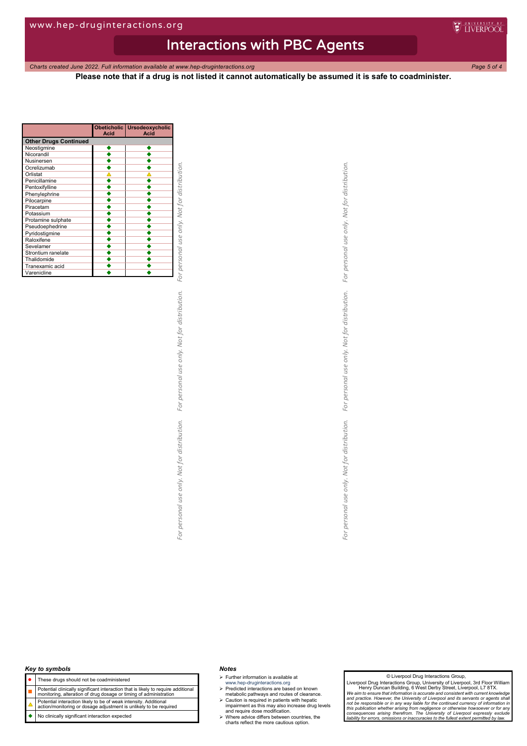Please note that if a drug is not listed it cannot automatically be assumed it is safe to coadminister.

| | Obeticholic Acid | Ursodeoxycholic Acid |
|---|---|---|
| **Other Drugs Continued** | | |
| Neostigmine | ◆ | ◆ |
| Nicorandil | ◆ | ◆ |
| Nusinersen | ◆ | ◆ |
| Ocrelizumab | ◆ | ◆ |
| Orlistat | △ | △ |
| Penicillamine | ◆ | ◆ |
| Pentoxifylline | ◆ | ◆ |
| Phenylephrine | ◆ | ◆ |
| Pilocarpine | ◆ | ◆ |
| Piracetam | ◆ | ◆ |
| Potassium | ◆ | ◆ |
| Protamine sulphate | ◆ | ◆ |
| Pseudoephedrine | ◆ | ◆ |
| Pyridostigmine | ◆ | ◆ |
| Raloxifene | ◆ | ◆ |
| Sevelamer | ◆ | ◆ |
| Strontium ranelate | ◆ | ◆ |
| Thalidomide | ◆ | ◆ |
| Tranexamic acid | ◆ | ◆ |
| Varenicline | ◆ | ◆ |

*For personal use only. Not for distribution.*

### *Key to symbols*

| | |
|---|---|
| ● | These drugs should not be coadministered |
| ■ | Potential clinically significant interaction that is likely to require additional monitoring, alteration of drug dosage or timing of administration |
| △ | Potential interaction likely to be of weak intensity. Additional action/monitoring or dosage adjustment is unlikely to be required |
| ◆ | No clinically significant interaction expected |

### *Notes*

- Further information is available at www.hep-druginteractions.org
- Predicted interactions are based on known metabolic pathways and routes of clearance.
- Caution is required in patients with hepatic impairment as this may also increase drug levels and require dose modification.
- Where advice differs between countries, the charts reflect the more cautious option.

© Liverpool Drug Interactions Group,
Liverpool Drug Interactions Group, University of Liverpool, 3rd Floor William Henry Duncan Building, 6 West Derby Street, Liverpool, L7 8TX.
*We aim to ensure that information is accurate and consistent with current knowledge and practice. However, the University of Liverpool and its servants or agents shall not be responsible or in any way liable for the continued currency of information in this publication whether arising from negligence or otherwise howsoever or for any consequences arising therefrom. The University of Liverpool expressly exclude liability for errors, omissions or inaccuracies to the fullest extent permitted by law.*